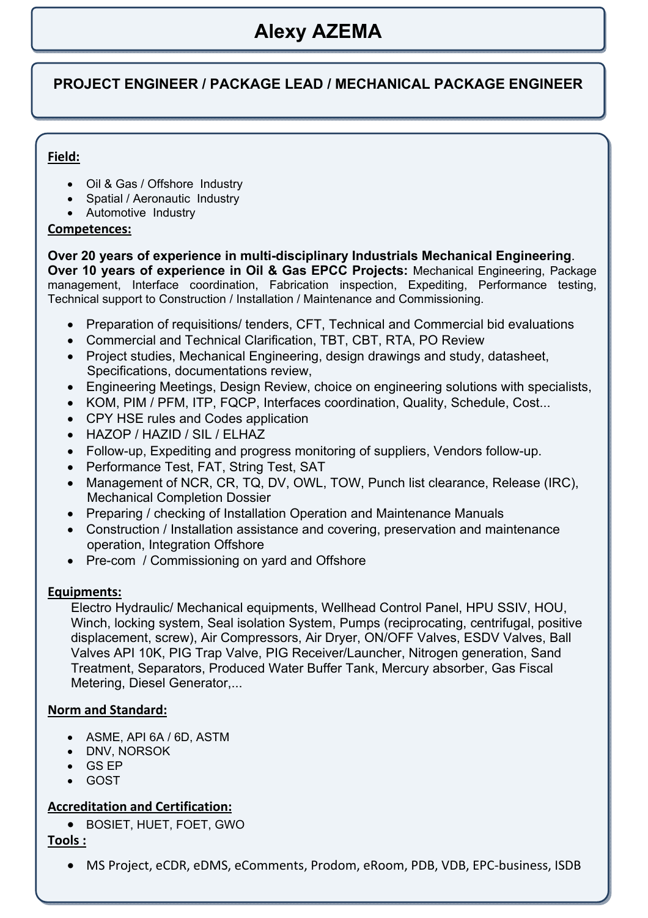# Alexy AZEMA

## PROJECT ENGINEER / PACKAGE LEAD / MECHANICAL PACKAGE ENGINEER

**Field:**

- Oil & Gas / Offshore Industry
- Spatial / Aeronautic Industry
- Automotive Industry

**Competences:**

**Over 20 years of experience in multi-disciplinary Industrials Mechanical Engineering**.
**Over 10 years of experience in Oil & Gas EPCC Projects:** Mechanical Engineering, Package management, Interface coordination, Fabrication inspection, Expediting, Performance testing, Technical support to Construction / Installation / Maintenance and Commissioning.

- Preparation of requisitions/ tenders, CFT, Technical and Commercial bid evaluations
- Commercial and Technical Clarification, TBT, CBT, RTA, PO Review
- Project studies, Mechanical Engineering, design drawings and study, datasheet, Specifications, documentations review,
- Engineering Meetings, Design Review, choice on engineering solutions with specialists,
- KOM, PIM / PFM, ITP, FQCP, Interfaces coordination, Quality, Schedule, Cost...
- CPY HSE rules and Codes application
- HAZOP / HAZID / SIL / ELHAZ
- Follow-up, Expediting and progress monitoring of suppliers, Vendors follow-up.
- Performance Test, FAT, String Test, SAT
- Management of NCR, CR, TQ, DV, OWL, TOW, Punch list clearance, Release (IRC), Mechanical Completion Dossier
- Preparing / checking of Installation Operation and Maintenance Manuals
- Construction / Installation assistance and covering, preservation and maintenance operation, Integration Offshore
- Pre-com / Commissioning on yard and Offshore

**Equipments:**

Electro Hydraulic/ Mechanical equipments, Wellhead Control Panel, HPU SSIV, HOU, Winch, locking system, Seal isolation System, Pumps (reciprocating, centrifugal, positive displacement, screw), Air Compressors, Air Dryer, ON/OFF Valves, ESDV Valves, Ball Valves API 10K, PIG Trap Valve, PIG Receiver/Launcher, Nitrogen generation, Sand Treatment, Separators, Produced Water Buffer Tank, Mercury absorber, Gas Fiscal Metering, Diesel Generator,...

**Norm and Standard:**

- ASME, API 6A / 6D, ASTM
- DNV, NORSOK
- GS EP
- GOST

**Accreditation and Certification:**

- BOSIET, HUET, FOET, GWO

**Tools :**

- MS Project, eCDR, eDMS, eComments, Prodom, eRoom, PDB, VDB, EPC-business, ISDB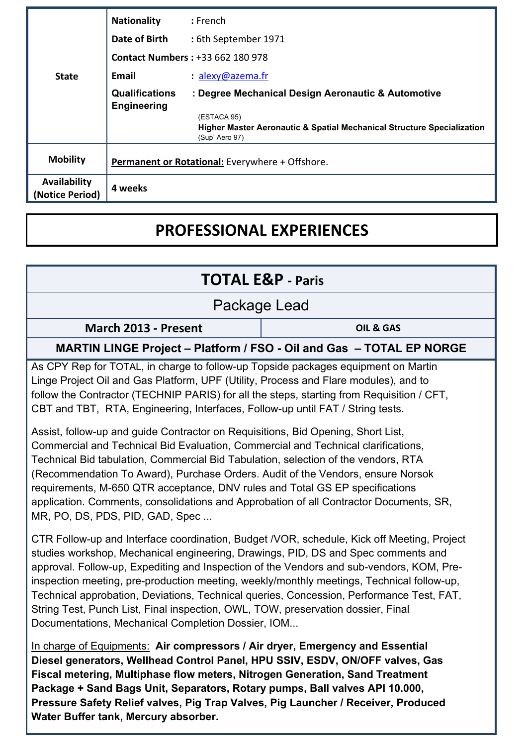| State | | |
|---|---|---|
| | **Nationality** | : French |
| | **Date of Birth** | : 6th September 1971 |
| | **Contact Numbers** | : +33 662 180 978 |
| | **Email** | : [alexy@azema.fr](mailto:alexy@azema.fr) |
| | **Qualifications Engineering** | **: Degree Mechanical Design Aeronautic & Automotive** (ESTACA 95) **Higher Master Aeronautic & Spatial Mechanical Structure Specialization** (Sup' Aero 97) |
| **Mobility** | **Permanent or Rotational:** Everywhere + Offshore. | |
| **Availability (Notice Period)** | **4 weeks** | |

# PROFESSIONAL EXPERIENCES

## TOTAL E&P - Paris

### Package Lead

**March 2013 - Present** | **OIL & GAS**

**MARTIN LINGE Project – Platform / FSO - Oil and Gas – TOTAL EP NORGE**

As CPY Rep for TOTAL, in charge to follow-up Topside packages equipment on Martin Linge Project Oil and Gas Platform, UPF (Utility, Process and Flare modules), and to follow the Contractor (TECHNIP PARIS) for all the steps, starting from Requisition / CFT, CBT and TBT, RTA, Engineering, Interfaces, Follow-up until FAT / String tests.

Assist, follow-up and guide Contractor on Requisitions, Bid Opening, Short List, Commercial and Technical Bid Evaluation, Commercial and Technical clarifications, Technical Bid tabulation, Commercial Bid Tabulation, selection of the vendors, RTA (Recommendation To Award), Purchase Orders. Audit of the Vendors, ensure Norsok requirements, M-650 QTR acceptance, DNV rules and Total GS EP specifications application. Comments, consolidations and Approbation of all Contractor Documents, SR, MR, PO, DS, PDS, PID, GAD, Spec ...

CTR Follow-up and Interface coordination, Budget /VOR, schedule, Kick off Meeting, Project studies workshop, Mechanical engineering, Drawings, PID, DS and Spec comments and approval. Follow-up, Expediting and Inspection of the Vendors and sub-vendors, KOM, Pre-inspection meeting, pre-production meeting, weekly/monthly meetings, Technical follow-up, Technical approbation, Deviations, Technical queries, Concession, Performance Test, FAT, String Test, Punch List, Final inspection, OWL, TOW, preservation dossier, Final Documentations, Mechanical Completion Dossier, IOM...

In charge of Equipments: **Air compressors / Air dryer, Emergency and Essential Diesel generators, Wellhead Control Panel, HPU SSIV, ESDV, ON/OFF valves, Gas Fiscal metering, Multiphase flow meters, Nitrogen Generation, Sand Treatment Package + Sand Bags Unit, Separators, Rotary pumps, Ball valves API 10.000, Pressure Safety Relief valves, Pig Trap Valves, Pig Launcher / Receiver, Produced Water Buffer tank, Mercury absorber.**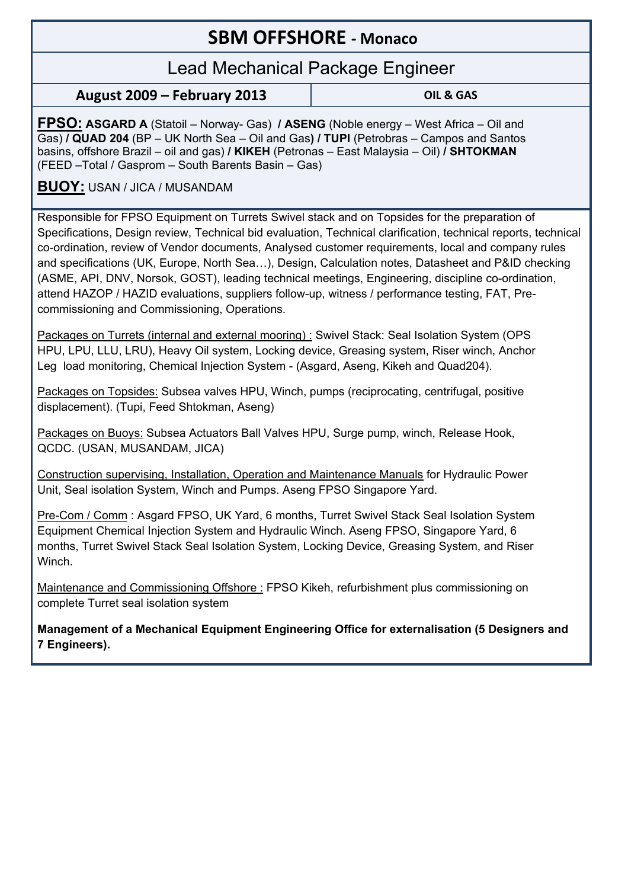## SBM OFFSHORE - Monaco

### Lead Mechanical Package Engineer

| August 2009 – February 2013 | OIL & GAS |
| --- | --- |

**FPSO:** **ASGARD A** (Statoil – Norway- Gas) **/ ASENG** (Noble energy – West Africa – Oil and Gas) **/ QUAD 204** (BP – UK North Sea – Oil and Gas**) / TUPI** (Petrobras – Campos and Santos basins, offshore Brazil – oil and gas) **/ KIKEH** (Petronas – East Malaysia – Oil) **/ SHTOKMAN** (FEED –Total / Gasprom – South Barents Basin – Gas)

**BUOY:** USAN / JICA / MUSANDAM

Responsible for FPSO Equipment on Turrets Swivel stack and on Topsides for the preparation of Specifications, Design review, Technical bid evaluation, Technical clarification, technical reports, technical co-ordination, review of Vendor documents, Analysed customer requirements, local and company rules and specifications (UK, Europe, North Sea…), Design, Calculation notes, Datasheet and P&ID checking (ASME, API, DNV, Norsok, GOST), leading technical meetings, Engineering, discipline co-ordination, attend HAZOP / HAZID evaluations, suppliers follow-up, witness / performance testing, FAT, Pre-commissioning and Commissioning, Operations.

Packages on Turrets (internal and external mooring) : Swivel Stack: Seal Isolation System (OPS HPU, LPU, LLU, LRU), Heavy Oil system, Locking device, Greasing system, Riser winch, Anchor Leg load monitoring, Chemical Injection System - (Asgard, Aseng, Kikeh and Quad204).

Packages on Topsides: Subsea valves HPU, Winch, pumps (reciprocating, centrifugal, positive displacement). (Tupi, Feed Shtokman, Aseng)

Packages on Buoys: Subsea Actuators Ball Valves HPU, Surge pump, winch, Release Hook, QCDC. (USAN, MUSANDAM, JICA)

Construction supervising, Installation, Operation and Maintenance Manuals for Hydraulic Power Unit, Seal isolation System, Winch and Pumps. Aseng FPSO Singapore Yard.

Pre-Com / Comm : Asgard FPSO, UK Yard, 6 months, Turret Swivel Stack Seal Isolation System Equipment Chemical Injection System and Hydraulic Winch. Aseng FPSO, Singapore Yard, 6 months, Turret Swivel Stack Seal Isolation System, Locking Device, Greasing System, and Riser Winch.

Maintenance and Commissioning Offshore : FPSO Kikeh, refurbishment plus commissioning on complete Turret seal isolation system

**Management of a Mechanical Equipment Engineering Office for externalisation (5 Designers and 7 Engineers).**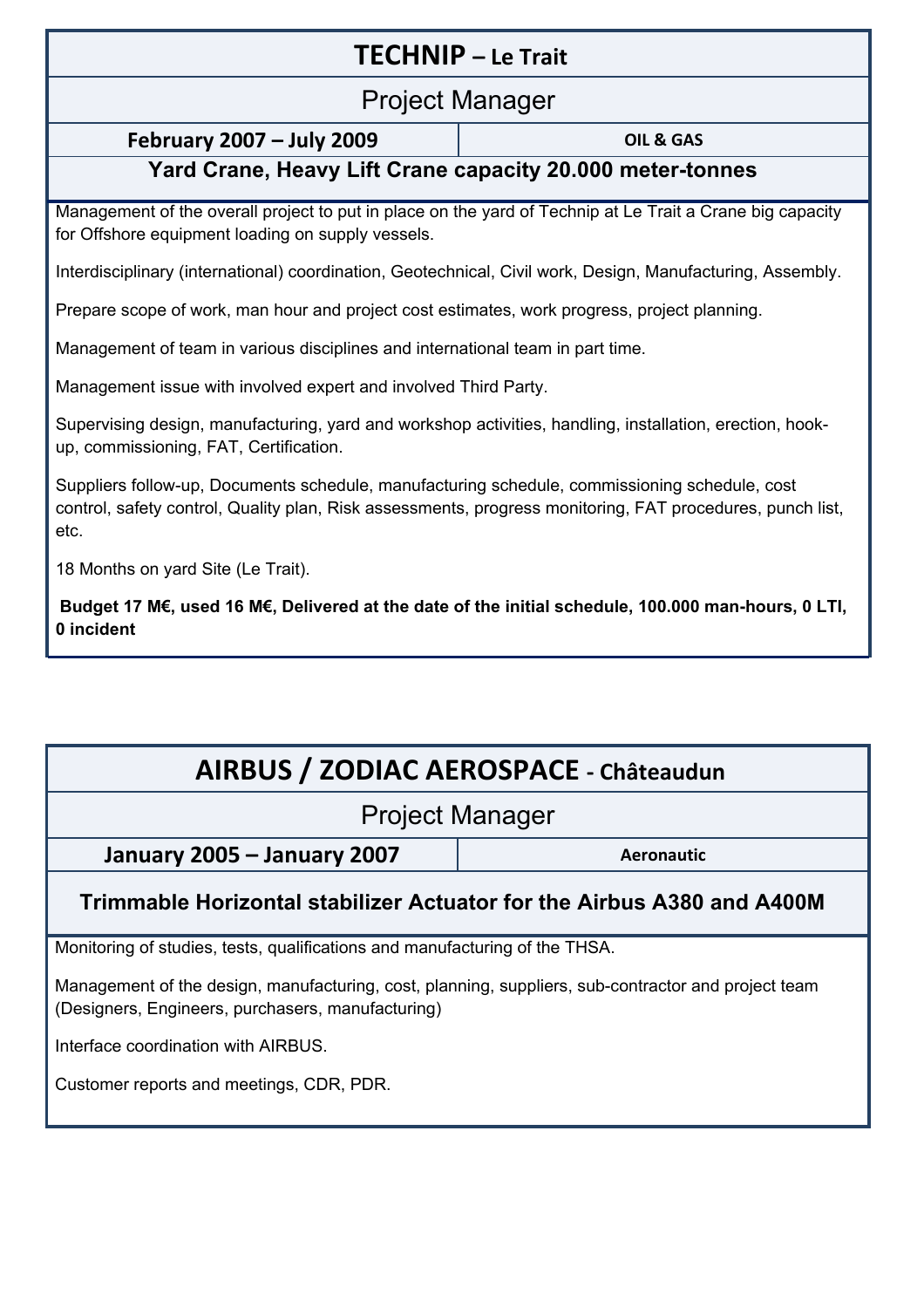## TECHNIP – Le Trait

### Project Manager

| February 2007 – July 2009 | OIL & GAS |
| --- | --- |

**Yard Crane, Heavy Lift Crane capacity 20.000 meter-tonnes**

Management of the overall project to put in place on the yard of Technip at Le Trait a Crane big capacity for Offshore equipment loading on supply vessels.

Interdisciplinary (international) coordination, Geotechnical, Civil work, Design, Manufacturing, Assembly.

Prepare scope of work, man hour and project cost estimates, work progress, project planning.

Management of team in various disciplines and international team in part time.

Management issue with involved expert and involved Third Party.

Supervising design, manufacturing, yard and workshop activities, handling, installation, erection, hook-up, commissioning, FAT, Certification.

Suppliers follow-up, Documents schedule, manufacturing schedule, commissioning schedule, cost control, safety control, Quality plan, Risk assessments, progress monitoring, FAT procedures, punch list, etc.

18 Months on yard Site (Le Trait).

**Budget 17 M€, used 16 M€, Delivered at the date of the initial schedule, 100.000 man-hours, 0 LTI, 0 incident**

## AIRBUS / ZODIAC AEROSPACE - Châteaudun

### Project Manager

| January 2005 – January 2007 | Aeronautic |
| --- | --- |

**Trimmable Horizontal stabilizer Actuator for the Airbus A380 and A400M**

Monitoring of studies, tests, qualifications and manufacturing of the THSA.

Management of the design, manufacturing, cost, planning, suppliers, sub-contractor and project team (Designers, Engineers, purchasers, manufacturing)

Interface coordination with AIRBUS.

Customer reports and meetings, CDR, PDR.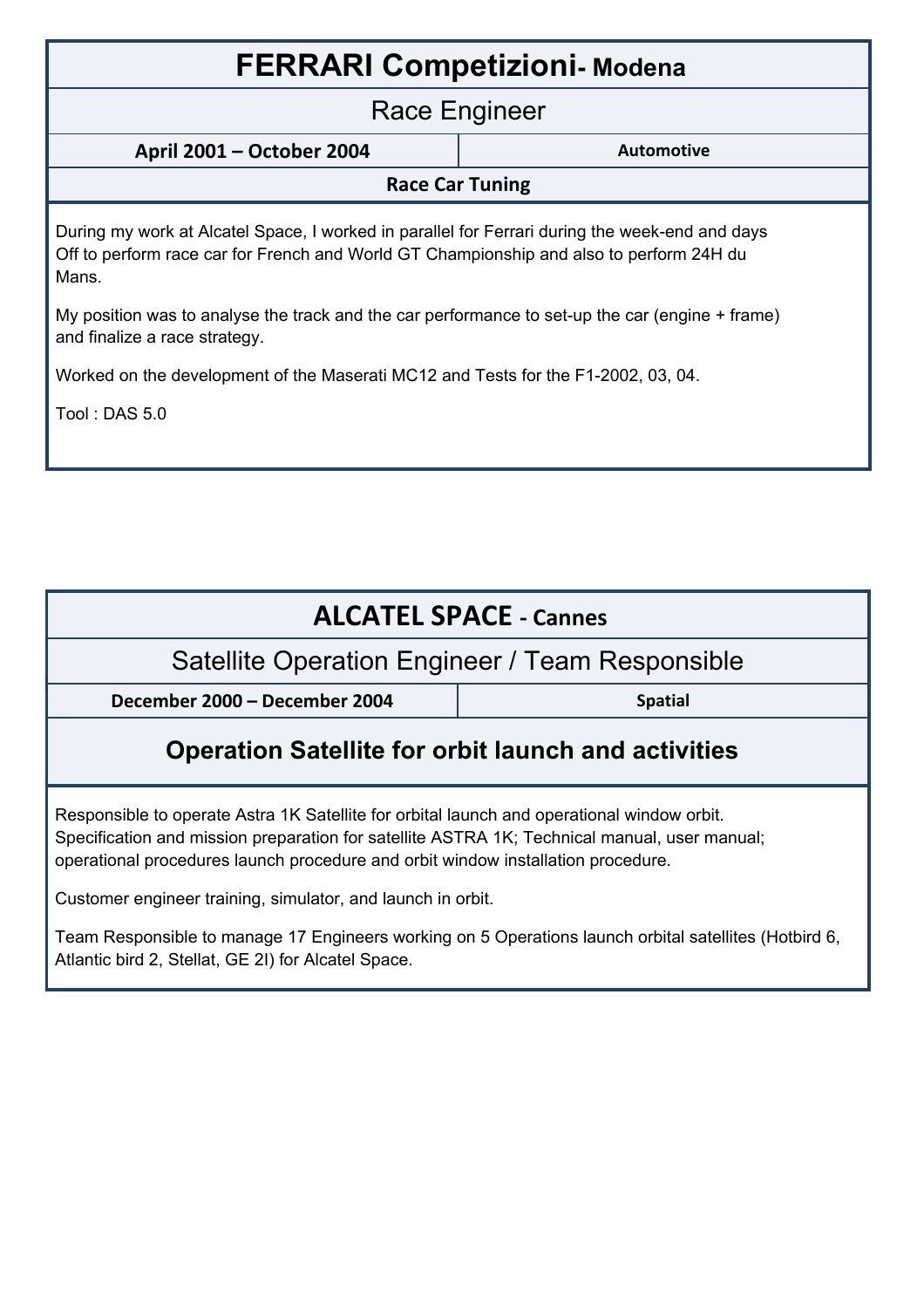## FERRARI Competizioni- Modena

### Race Engineer

| April 2001 – October 2004 | Automotive |
| --- | --- |

**Race Car Tuning**

During my work at Alcatel Space, I worked in parallel for Ferrari during the week-end and days Off to perform race car for French and World GT Championship and also to perform 24H du Mans.

My position was to analyse the track and the car performance to set-up the car (engine + frame) and finalize a race strategy.

Worked on the development of the Maserati MC12 and Tests for the F1-2002, 03, 04.

Tool : DAS 5.0

## ALCATEL SPACE - Cannes

### Satellite Operation Engineer / Team Responsible

| December 2000 – December 2004 | Spatial |
| --- | --- |

**Operation Satellite for orbit launch and activities**

Responsible to operate Astra 1K Satellite for orbital launch and operational window orbit. Specification and mission preparation for satellite ASTRA 1K; Technical manual, user manual; operational procedures launch procedure and orbit window installation procedure.

Customer engineer training, simulator, and launch in orbit.

Team Responsible to manage 17 Engineers working on 5 Operations launch orbital satellites (Hotbird 6, Atlantic bird 2, Stellat, GE 2I) for Alcatel Space.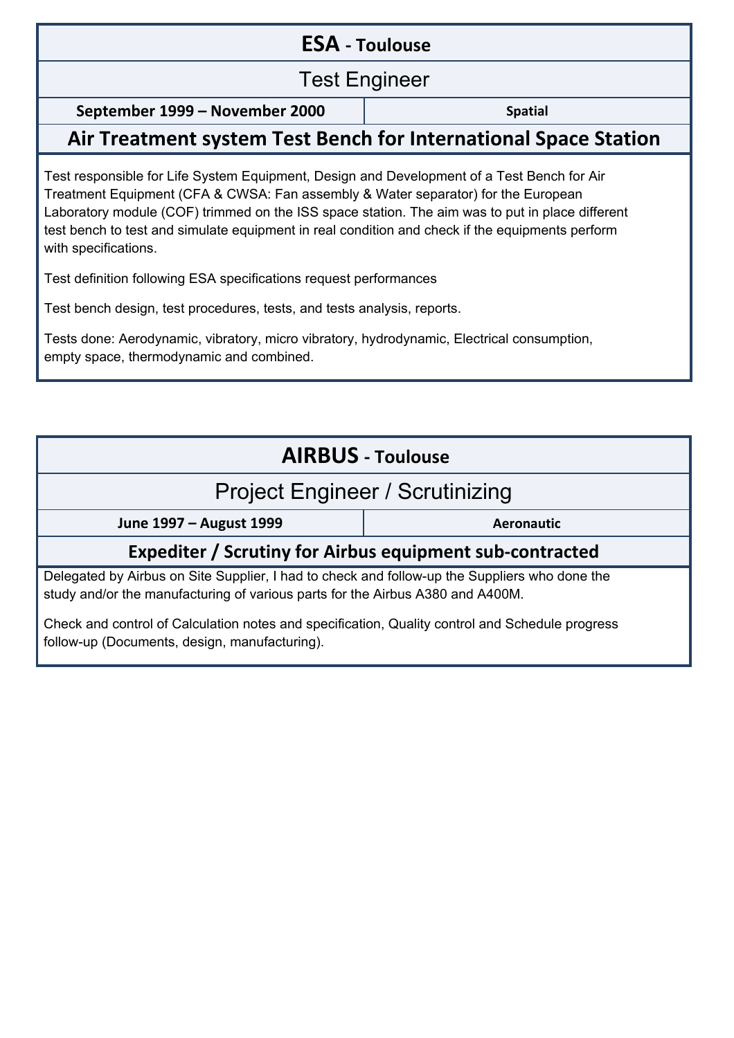## ESA - Toulouse

### Test Engineer

**September 1999 – November 2000** | **Spatial**

### Air Treatment system Test Bench for International Space Station

Test responsible for Life System Equipment, Design and Development of a Test Bench for Air Treatment Equipment (CFA & CWSA: Fan assembly & Water separator) for the European Laboratory module (COF) trimmed on the ISS space station. The aim was to put in place different test bench to test and simulate equipment in real condition and check if the equipments perform with specifications.

Test definition following ESA specifications request performances

Test bench design, test procedures, tests, and tests analysis, reports.

Tests done: Aerodynamic, vibratory, micro vibratory, hydrodynamic, Electrical consumption, empty space, thermodynamic and combined.

## AIRBUS - Toulouse

### Project Engineer / Scrutinizing

**June 1997 – August 1999** | **Aeronautic**

### Expediter / Scrutiny for Airbus equipment sub-contracted

Delegated by Airbus on Site Supplier, I had to check and follow-up the Suppliers who done the study and/or the manufacturing of various parts for the Airbus A380 and A400M.

Check and control of Calculation notes and specification, Quality control and Schedule progress follow-up (Documents, design, manufacturing).